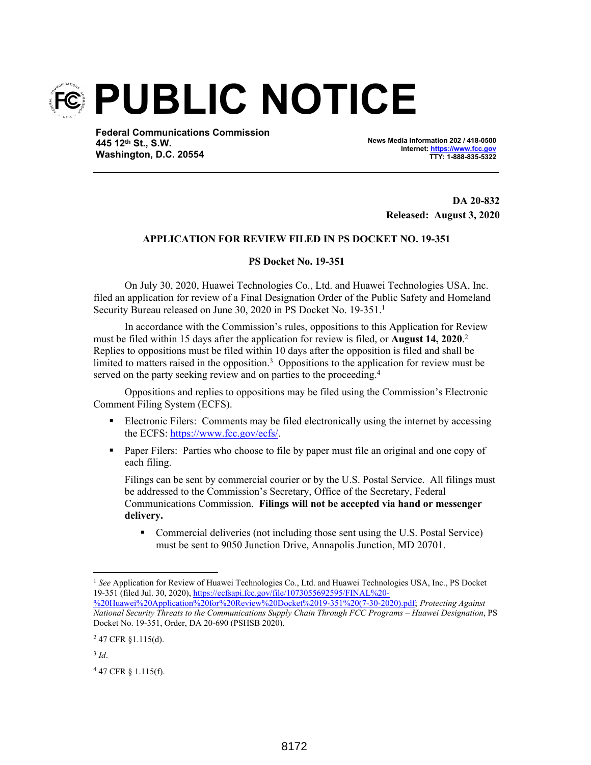# PUBLIC NOTICE

**Federal Communications Commission**
**445 12th St., S.W.**
**Washington, D.C. 20554**

**News Media Information 202 / 418-0500**
**Internet: https://www.fcc.gov**
**TTY: 1-888-835-5322**

**DA 20-832**
**Released: August 3, 2020**

**APPLICATION FOR REVIEW FILED IN PS DOCKET NO. 19-351**

**PS Docket No. 19-351**

On July 30, 2020, Huawei Technologies Co., Ltd. and Huawei Technologies USA, Inc. filed an application for review of a Final Designation Order of the Public Safety and Homeland Security Bureau released on June 30, 2020 in PS Docket No. 19-351.[1]

In accordance with the Commission's rules, oppositions to this Application for Review must be filed within 15 days after the application for review is filed, or **August 14, 2020**.[2] Replies to oppositions must be filed within 10 days after the opposition is filed and shall be limited to matters raised in the opposition.[3] Oppositions to the application for review must be served on the party seeking review and on parties to the proceeding.[4]

Oppositions and replies to oppositions may be filed using the Commission's Electronic Comment Filing System (ECFS).

- Electronic Filers: Comments may be filed electronically using the internet by accessing the ECFS: https://www.fcc.gov/ecfs/.
- Paper Filers: Parties who choose to file by paper must file an original and one copy of each filing.

  Filings can be sent by commercial courier or by the U.S. Postal Service. All filings must be addressed to the Commission's Secretary, Office of the Secretary, Federal Communications Commission. **Filings will not be accepted via hand or messenger delivery.**

  - Commercial deliveries (not including those sent using the U.S. Postal Service) must be sent to 9050 Junction Drive, Annapolis Junction, MD 20701.

---

[1] *See* Application for Review of Huawei Technologies Co., Ltd. and Huawei Technologies USA, Inc., PS Docket 19-351 (filed Jul. 30, 2020), https://ecfsapi.fcc.gov/file/1073055692595/FINAL%20-%20Huawei%20Application%20for%20Review%20Docket%2019-351%20(7-30-2020).pdf; *Protecting Against National Security Threats to the Communications Supply Chain Through FCC Programs – Huawei Designation*, PS Docket No. 19-351, Order, DA 20-690 (PSHSB 2020).

[2] 47 CFR §1.115(d).

[3] *Id*.

[4] 47 CFR § 1.115(f).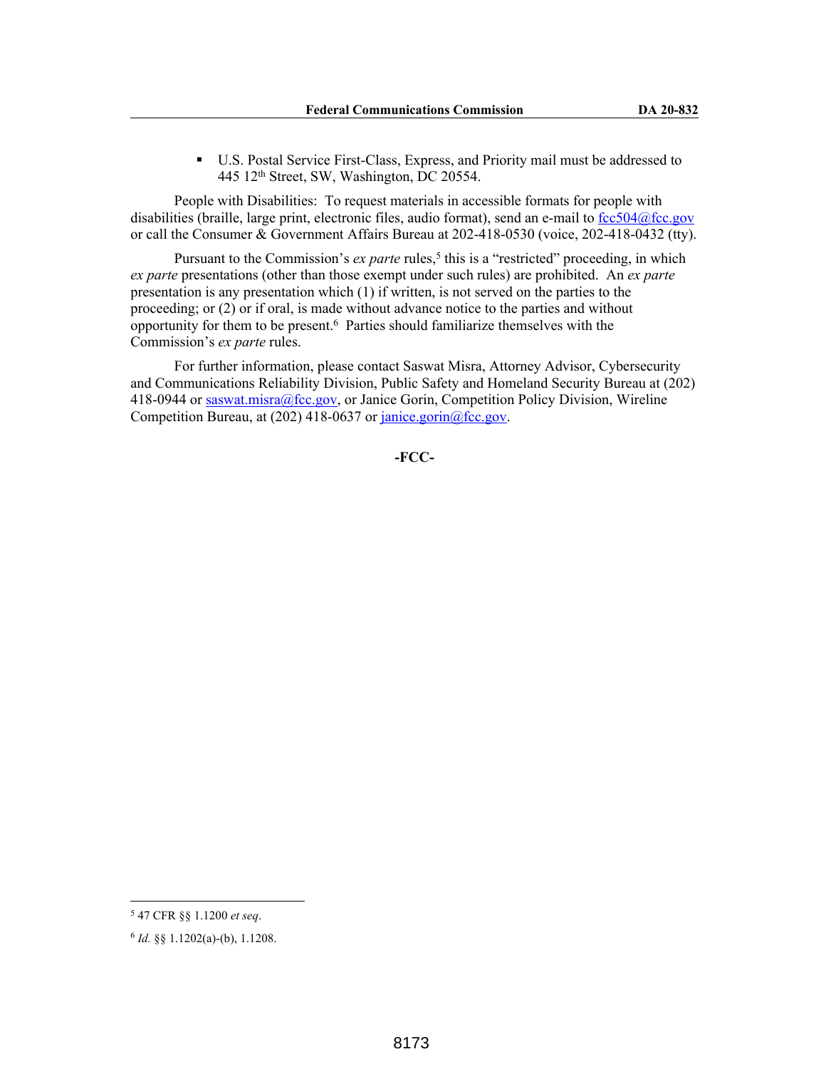- U.S. Postal Service First-Class, Express, and Priority mail must be addressed to 445 12th Street, SW, Washington, DC 20554.

People with Disabilities: To request materials in accessible formats for people with disabilities (braille, large print, electronic files, audio format), send an e-mail to fcc504@fcc.gov or call the Consumer & Government Affairs Bureau at 202-418-0530 (voice, 202-418-0432 (tty).

Pursuant to the Commission's *ex parte* rules,[5] this is a "restricted" proceeding, in which *ex parte* presentations (other than those exempt under such rules) are prohibited. An *ex parte* presentation is any presentation which (1) if written, is not served on the parties to the proceeding; or (2) or if oral, is made without advance notice to the parties and without opportunity for them to be present.[6] Parties should familiarize themselves with the Commission's *ex parte* rules.

For further information, please contact Saswat Misra, Attorney Advisor, Cybersecurity and Communications Reliability Division, Public Safety and Homeland Security Bureau at (202) 418-0944 or saswat.misra@fcc.gov, or Janice Gorin, Competition Policy Division, Wireline Competition Bureau, at (202) 418-0637 or janice.gorin@fcc.gov.

**-FCC-**

---

[5] 47 CFR §§ 1.1200 *et seq*.

[6] *Id.* §§ 1.1202(a)-(b), 1.1208.